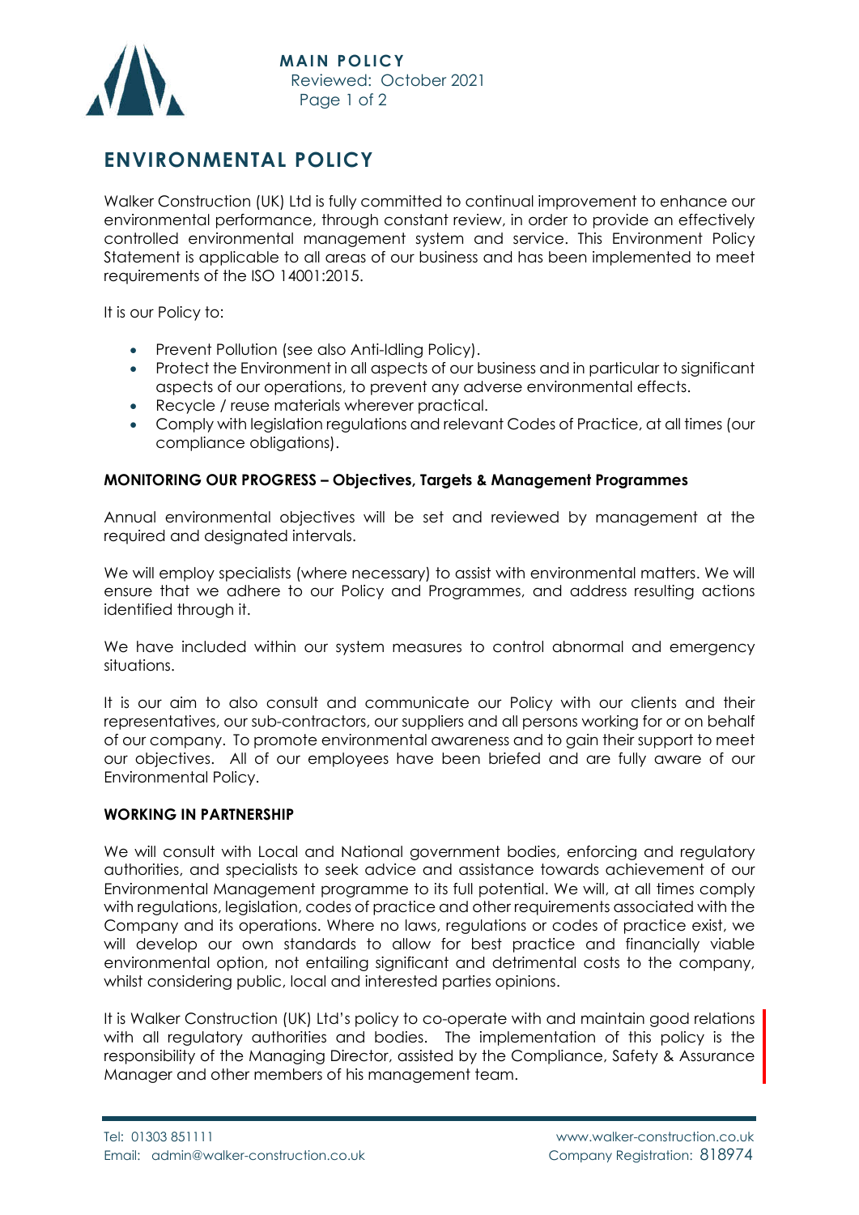**MAIN POLICY**
Reviewed: October 2021

# ENVIRONMENTAL POLICY

Walker Construction (UK) Ltd is fully committed to continual improvement to enhance our environmental performance, through constant review, in order to provide an effectively controlled environmental management system and service. This Environment Policy Statement is applicable to all areas of our business and has been implemented to meet requirements of the ISO 14001:2015.

It is our Policy to:

- Prevent Pollution (see also Anti-Idling Policy).
- Protect the Environment in all aspects of our business and in particular to significant aspects of our operations, to prevent any adverse environmental effects.
- Recycle / reuse materials wherever practical.
- Comply with legislation regulations and relevant Codes of Practice, at all times (our compliance obligations).

**MONITORING OUR PROGRESS – Objectives, Targets & Management Programmes**

Annual environmental objectives will be set and reviewed by management at the required and designated intervals.

We will employ specialists (where necessary) to assist with environmental matters. We will ensure that we adhere to our Policy and Programmes, and address resulting actions identified through it.

We have included within our system measures to control abnormal and emergency situations.

It is our aim to also consult and communicate our Policy with our clients and their representatives, our sub-contractors, our suppliers and all persons working for or on behalf of our company. To promote environmental awareness and to gain their support to meet our objectives. All of our employees have been briefed and are fully aware of our Environmental Policy.

**WORKING IN PARTNERSHIP**

We will consult with Local and National government bodies, enforcing and regulatory authorities, and specialists to seek advice and assistance towards achievement of our Environmental Management programme to its full potential. We will, at all times comply with regulations, legislation, codes of practice and other requirements associated with the Company and its operations. Where no laws, regulations or codes of practice exist, we will develop our own standards to allow for best practice and financially viable environmental option, not entailing significant and detrimental costs to the company, whilst considering public, local and interested parties opinions.

It is Walker Construction (UK) Ltd's policy to co-operate with and maintain good relations with all regulatory authorities and bodies. The implementation of this policy is the responsibility of the Managing Director, assisted by the Compliance, Safety & Assurance Manager and other members of his management team.

Tel: 01303 851111
Email: admin@walker-construction.co.uk
www.walker-construction.co.uk
Company Registration: 818974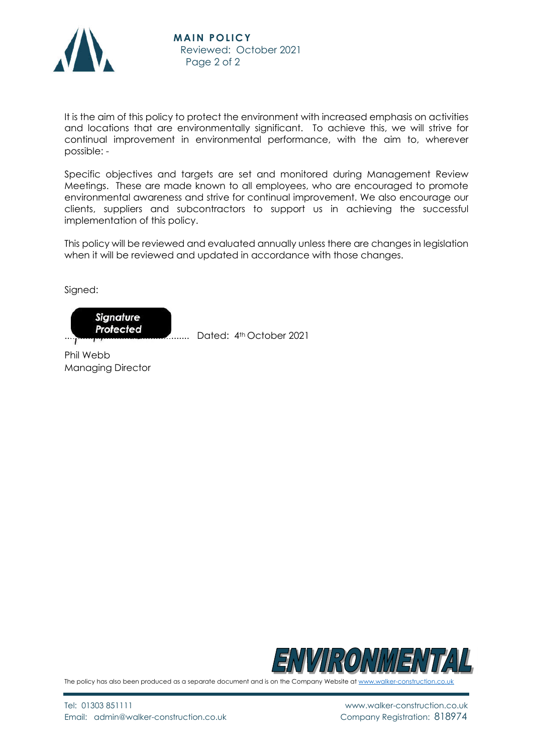It is the aim of this policy to protect the environment with increased emphasis on activities and locations that are environmentally significant. To achieve this, we will strive for continual improvement in environmental performance, with the aim to, wherever possible: -

Specific objectives and targets are set and monitored during Management Review Meetings. These are made known to all employees, who are encouraged to promote environmental awareness and strive for continual improvement. We also encourage our clients, suppliers and subcontractors to support us in achieving the successful implementation of this policy.

This policy will be reviewed and evaluated annually unless there are changes in legislation when it will be reviewed and updated in accordance with those changes.

Signed:

Signature Protected

........................................ Dated: 4th October 2021

Phil Webb
Managing Director

ENVIRONMENTAL

The policy has also been produced as a separate document and is on the Company Website at www.walker-construction.co.uk

Tel: 01303 851111
Email: admin@walker-construction.co.uk

www.walker-construction.co.uk
Company Registration: 818974